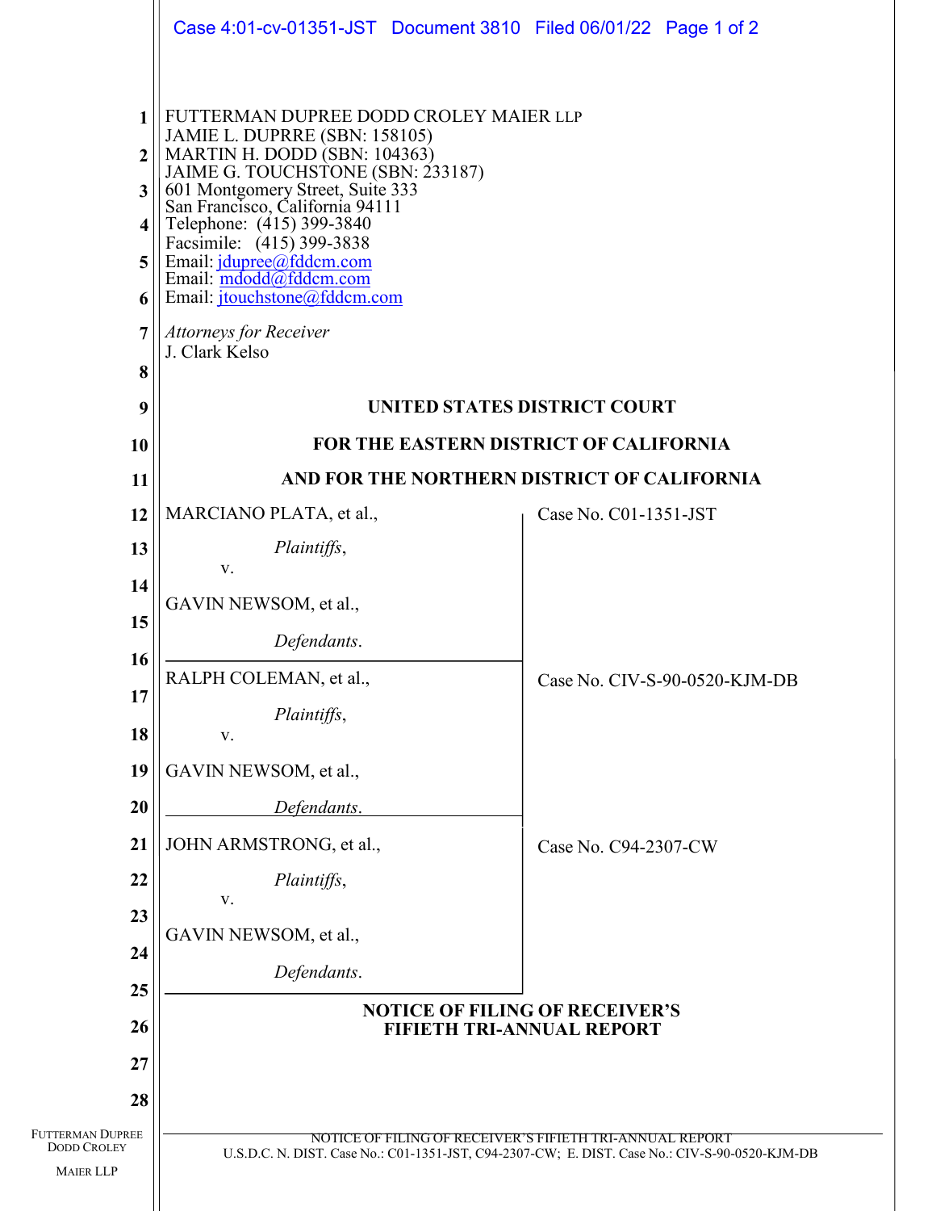FUTTERMAN DUPREE DODD CROLEY MAIER LLP
JAMIE L. DUPRRE (SBN: 158105)
MARTIN H. DODD (SBN: 104363)
JAIME G. TOUCHSTONE (SBN: 233187)
601 Montgomery Street, Suite 333
San Francisco, California 94111
Telephone: (415) 399-3840
Facsimile: (415) 399-3838
Email: jdupree@fddcm.com
Email: mdodd@fddcm.com
Email: jtouchstone@fddcm.com

*Attorneys for Receiver*
J. Clark Kelso

**UNITED STATES DISTRICT COURT**

**FOR THE EASTERN DISTRICT OF CALIFORNIA**

**AND FOR THE NORTHERN DISTRICT OF CALIFORNIA**

| | |
|---|---|
| MARCIANO PLATA, et al., *Plaintiffs*, v. GAVIN NEWSOM, et al., *Defendants*. | Case No. C01-1351-JST |
| RALPH COLEMAN, et al., *Plaintiffs*, v. GAVIN NEWSOM, et al., *Defendants*. | Case No. CIV-S-90-0520-KJM-DB |
| JOHN ARMSTRONG, et al., *Plaintiffs*, v. GAVIN NEWSOM, et al., *Defendants*. | Case No. C94-2307-CW |

**NOTICE OF FILING OF RECEIVER'S FIFIETH TRI-ANNUAL REPORT**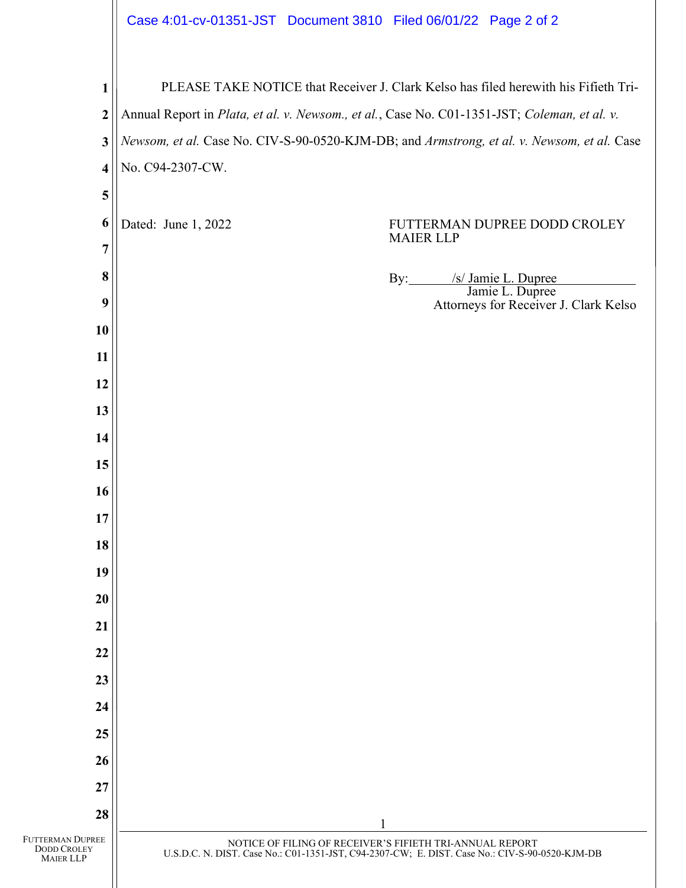PLEASE TAKE NOTICE that Receiver J. Clark Kelso has filed herewith his Fifieth Tri-Annual Report in *Plata, et al. v. Newsom., et al.*, Case No. C01-1351-JST; *Coleman, et al. v. Newsom, et al.* Case No. CIV-S-90-0520-KJM-DB; and *Armstrong, et al. v. Newsom, et al.* Case No. C94-2307-CW.

Dated: June 1, 2022

FUTTERMAN DUPREE DODD CROLEY MAIER LLP

By: /s/ Jamie L. Dupree
Jamie L. Dupree
Attorneys for Receiver J. Clark Kelso

NOTICE OF FILING OF RECEIVER'S FIFIETH TRI-ANNUAL REPORT
U.S.D.C. N. DIST. Case No.: C01-1351-JST, C94-2307-CW; E. DIST. Case No.: CIV-S-90-0520-KJM-DB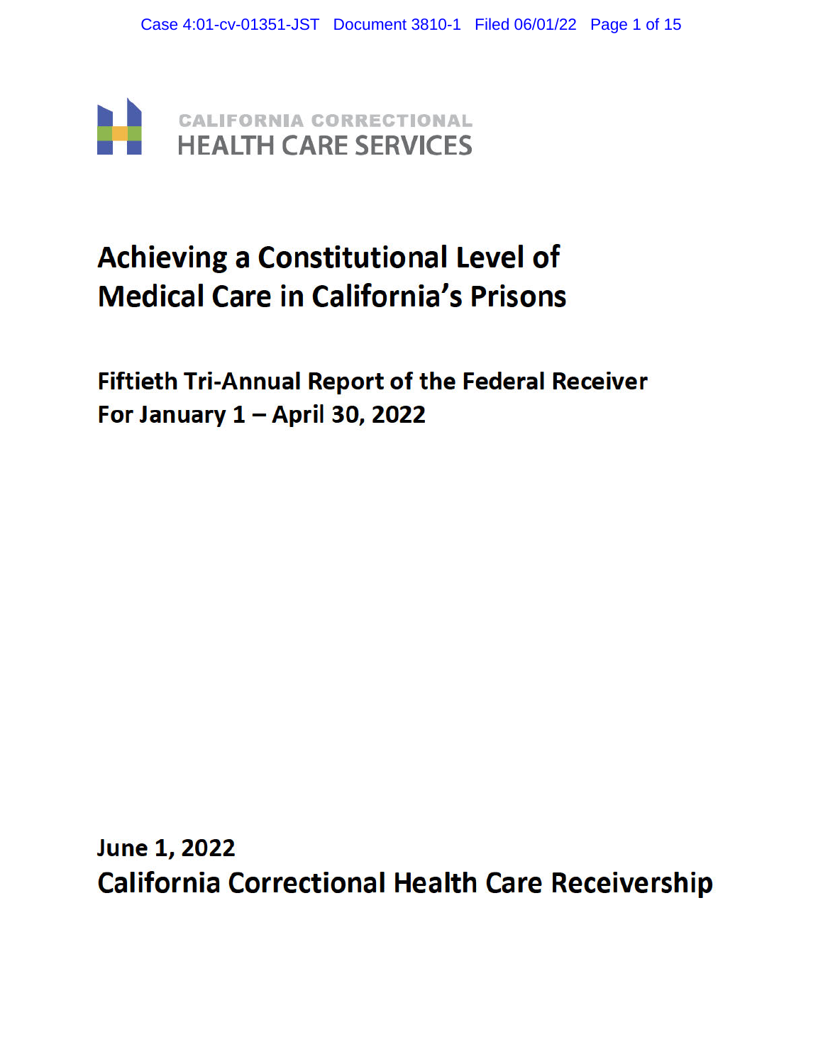CALIFORNIA CORRECTIONAL
HEALTH CARE SERVICES

# Achieving a Constitutional Level of Medical Care in California's Prisons

## Fiftieth Tri-Annual Report of the Federal Receiver For January 1 – April 30, 2022

**June 1, 2022**

**California Correctional Health Care Receivership**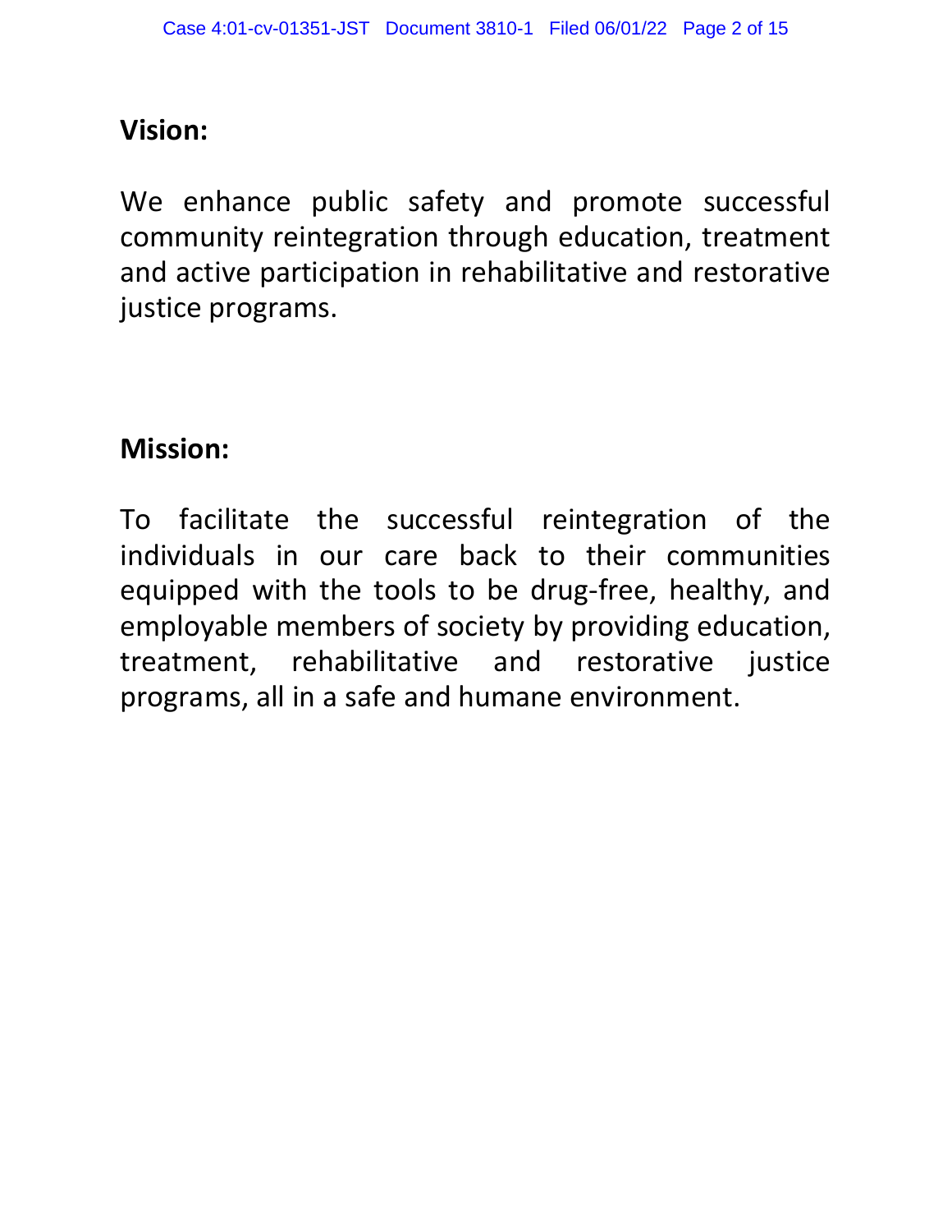## Vision:

We enhance public safety and promote successful community reintegration through education, treatment and active participation in rehabilitative and restorative justice programs.

## Mission:

To facilitate the successful reintegration of the individuals in our care back to their communities equipped with the tools to be drug-free, healthy, and employable members of society by providing education, treatment, rehabilitative and restorative justice programs, all in a safe and humane environment.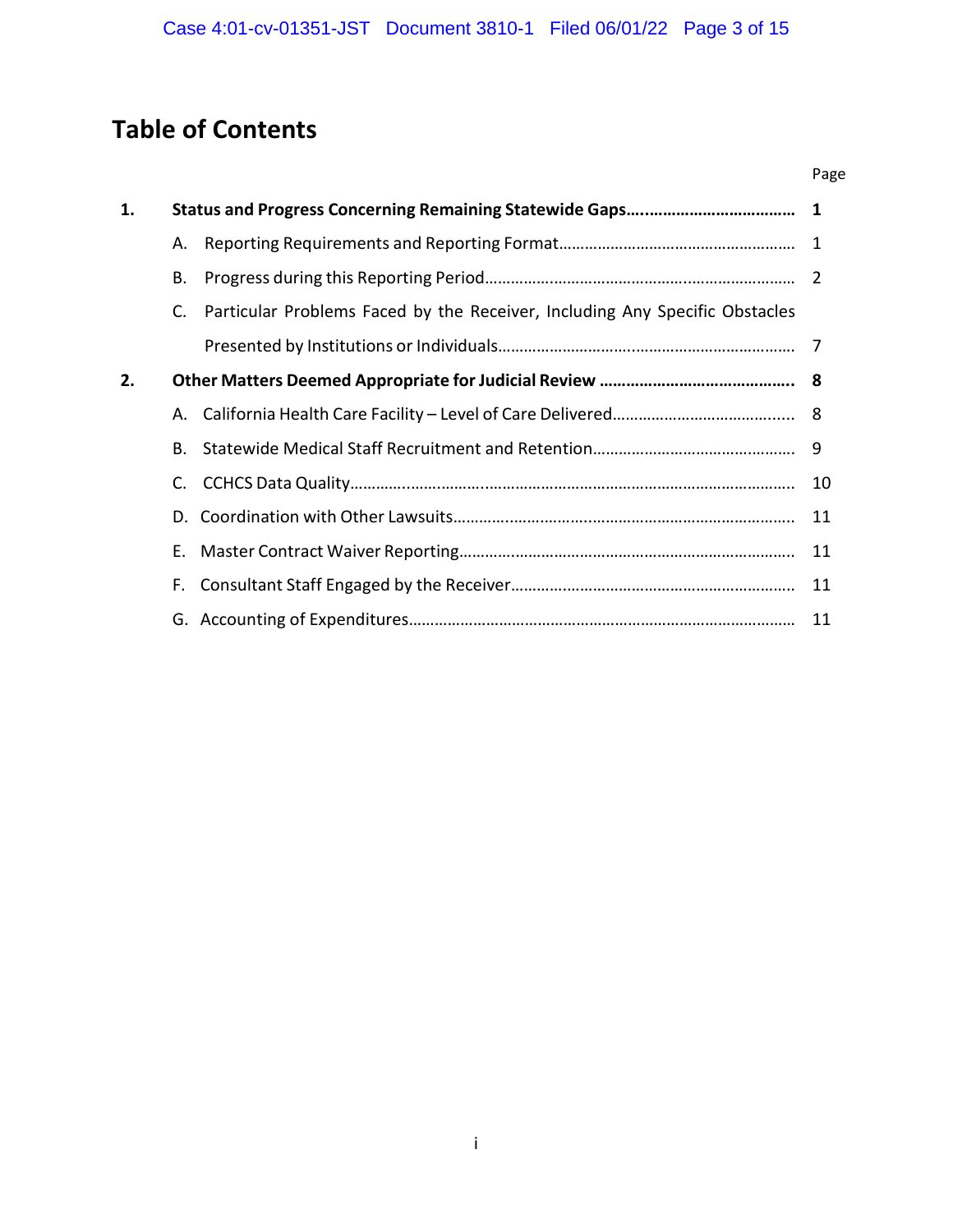# Table of Contents

| | | Page |
|---|---|---|
| **1.** | **Status and Progress Concerning Remaining Statewide Gaps** | **1** |
| | A. Reporting Requirements and Reporting Format | 1 |
| | B. Progress during this Reporting Period | 2 |
| | C. Particular Problems Faced by the Receiver, Including Any Specific Obstacles Presented by Institutions or Individuals | 7 |
| **2.** | **Other Matters Deemed Appropriate for Judicial Review** | **8** |
| | A. California Health Care Facility – Level of Care Delivered | 8 |
| | B. Statewide Medical Staff Recruitment and Retention | 9 |
| | C. CCHCS Data Quality | 10 |
| | D. Coordination with Other Lawsuits | 11 |
| | E. Master Contract Waiver Reporting | 11 |
| | F. Consultant Staff Engaged by the Receiver | 11 |
| | G. Accounting of Expenditures | 11 |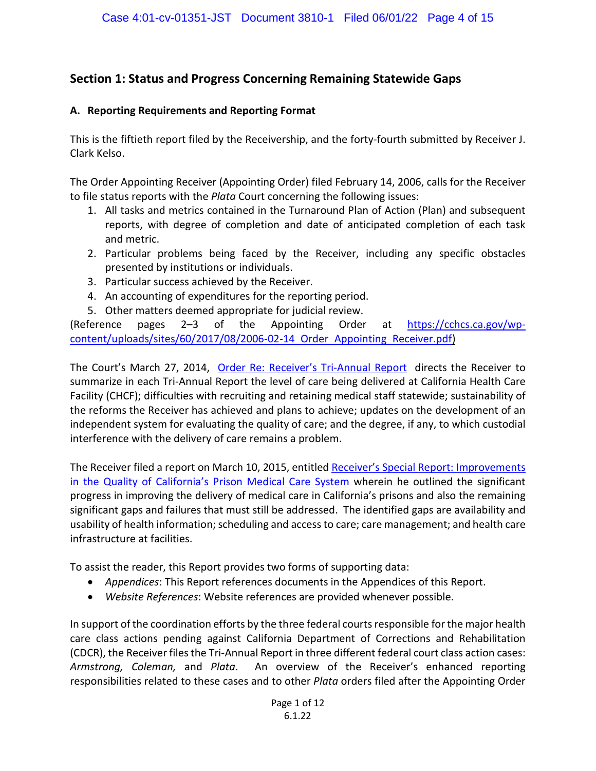## Section 1: Status and Progress Concerning Remaining Statewide Gaps

### A. Reporting Requirements and Reporting Format

This is the fiftieth report filed by the Receivership, and the forty-fourth submitted by Receiver J. Clark Kelso.

The Order Appointing Receiver (Appointing Order) filed February 14, 2006, calls for the Receiver to file status reports with the *Plata* Court concerning the following issues:

1. All tasks and metrics contained in the Turnaround Plan of Action (Plan) and subsequent reports, with degree of completion and date of anticipated completion of each task and metric.
2. Particular problems being faced by the Receiver, including any specific obstacles presented by institutions or individuals.
3. Particular success achieved by the Receiver.
4. An accounting of expenditures for the reporting period.
5. Other matters deemed appropriate for judicial review.

(Reference pages 2–3 of the Appointing Order at https://cchcs.ca.gov/wp-content/uploads/sites/60/2017/08/2006-02-14_Order_Appointing_Receiver.pdf)

The Court's March 27, 2014, Order Re: Receiver's Tri-Annual Report directs the Receiver to summarize in each Tri-Annual Report the level of care being delivered at California Health Care Facility (CHCF); difficulties with recruiting and retaining medical staff statewide; sustainability of the reforms the Receiver has achieved and plans to achieve; updates on the development of an independent system for evaluating the quality of care; and the degree, if any, to which custodial interference with the delivery of care remains a problem.

The Receiver filed a report on March 10, 2015, entitled Receiver's Special Report: Improvements in the Quality of California's Prison Medical Care System wherein he outlined the significant progress in improving the delivery of medical care in California's prisons and also the remaining significant gaps and failures that must still be addressed. The identified gaps are availability and usability of health information; scheduling and access to care; care management; and health care infrastructure at facilities.

To assist the reader, this Report provides two forms of supporting data:

- *Appendices*: This Report references documents in the Appendices of this Report.
- *Website References*: Website references are provided whenever possible.

In support of the coordination efforts by the three federal courts responsible for the major health care class actions pending against California Department of Corrections and Rehabilitation (CDCR), the Receiver files the Tri-Annual Report in three different federal court class action cases: *Armstrong, Coleman,* and *Plata*. An overview of the Receiver's enhanced reporting responsibilities related to these cases and to other *Plata* orders filed after the Appointing Order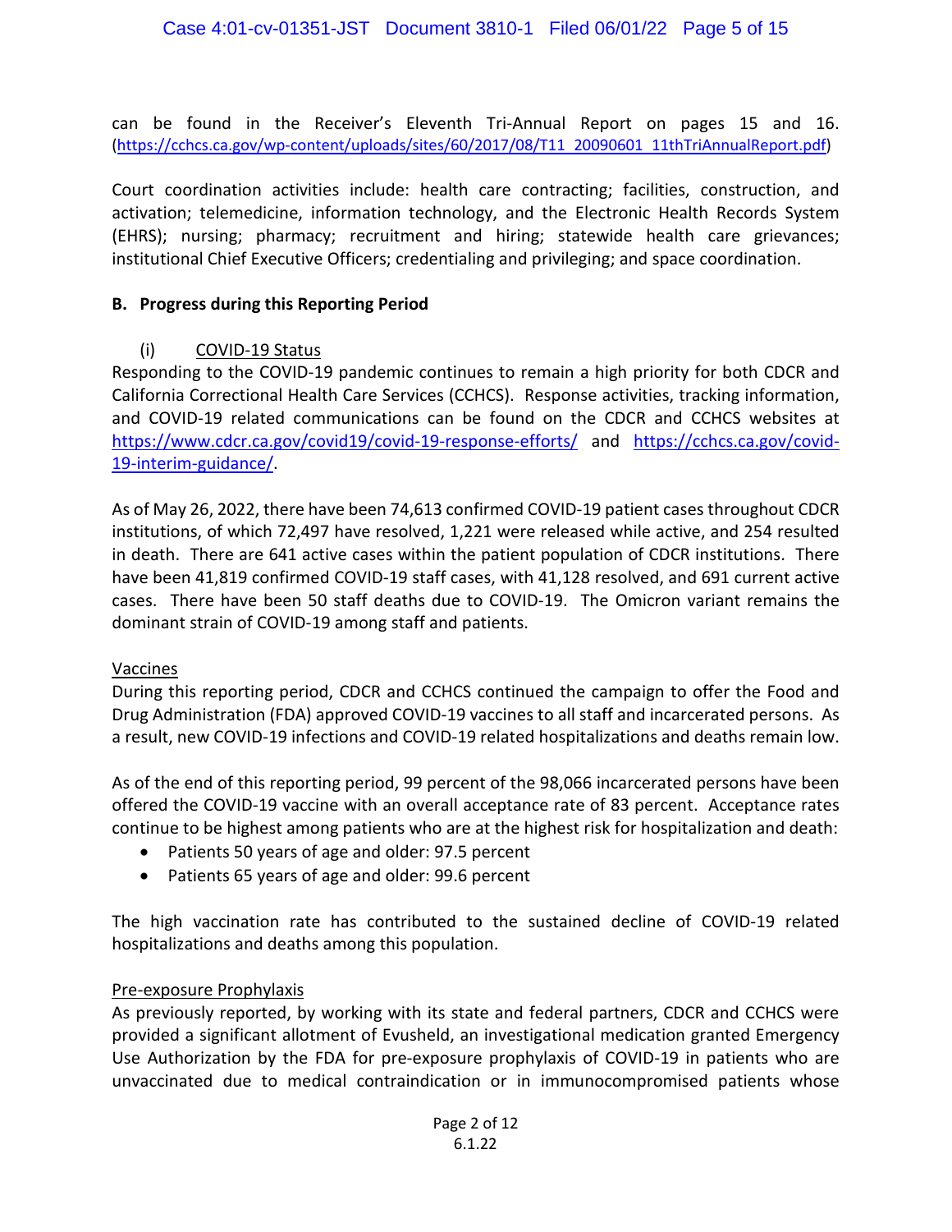can be found in the Receiver's Eleventh Tri-Annual Report on pages 15 and 16. (https://cchcs.ca.gov/wp-content/uploads/sites/60/2017/08/T11_20090601_11thTriAnnualReport.pdf)

Court coordination activities include: health care contracting; facilities, construction, and activation; telemedicine, information technology, and the Electronic Health Records System (EHRS); nursing; pharmacy; recruitment and hiring; statewide health care grievances; institutional Chief Executive Officers; credentialing and privileging; and space coordination.

**B. Progress during this Reporting Period**

(i) COVID-19 Status

Responding to the COVID-19 pandemic continues to remain a high priority for both CDCR and California Correctional Health Care Services (CCHCS). Response activities, tracking information, and COVID-19 related communications can be found on the CDCR and CCHCS websites at https://www.cdcr.ca.gov/covid19/covid-19-response-efforts/ and https://cchcs.ca.gov/covid-19-interim-guidance/.

As of May 26, 2022, there have been 74,613 confirmed COVID-19 patient cases throughout CDCR institutions, of which 72,497 have resolved, 1,221 were released while active, and 254 resulted in death. There are 641 active cases within the patient population of CDCR institutions. There have been 41,819 confirmed COVID-19 staff cases, with 41,128 resolved, and 691 current active cases. There have been 50 staff deaths due to COVID-19. The Omicron variant remains the dominant strain of COVID-19 among staff and patients.

Vaccines

During this reporting period, CDCR and CCHCS continued the campaign to offer the Food and Drug Administration (FDA) approved COVID-19 vaccines to all staff and incarcerated persons. As a result, new COVID-19 infections and COVID-19 related hospitalizations and deaths remain low.

As of the end of this reporting period, 99 percent of the 98,066 incarcerated persons have been offered the COVID-19 vaccine with an overall acceptance rate of 83 percent. Acceptance rates continue to be highest among patients who are at the highest risk for hospitalization and death:

- Patients 50 years of age and older: 97.5 percent
- Patients 65 years of age and older: 99.6 percent

The high vaccination rate has contributed to the sustained decline of COVID-19 related hospitalizations and deaths among this population.

Pre-exposure Prophylaxis

As previously reported, by working with its state and federal partners, CDCR and CCHCS were provided a significant allotment of Evusheld, an investigational medication granted Emergency Use Authorization by the FDA for pre-exposure prophylaxis of COVID-19 in patients who are unvaccinated due to medical contraindication or in immunocompromised patients whose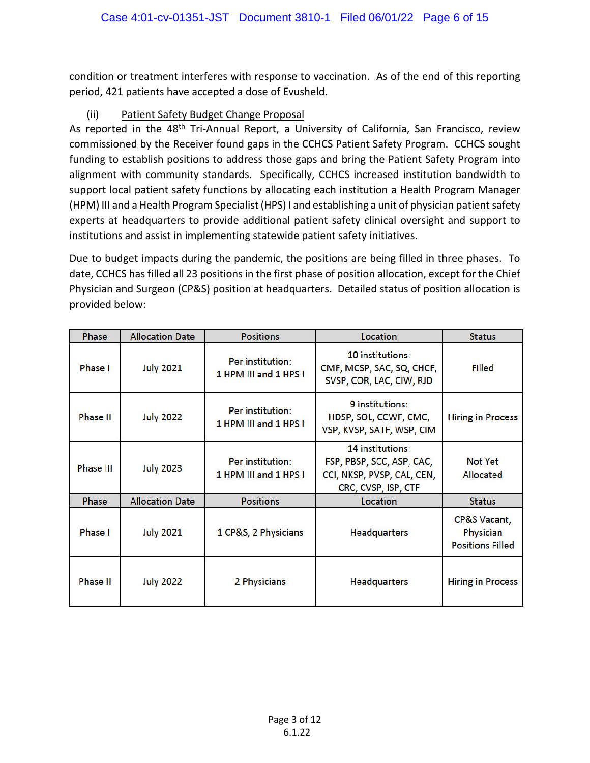condition or treatment interferes with response to vaccination. As of the end of this reporting period, 421 patients have accepted a dose of Evusheld.

(ii) Patient Safety Budget Change Proposal

As reported in the 48th Tri-Annual Report, a University of California, San Francisco, review commissioned by the Receiver found gaps in the CCHCS Patient Safety Program. CCHCS sought funding to establish positions to address those gaps and bring the Patient Safety Program into alignment with community standards. Specifically, CCHCS increased institution bandwidth to support local patient safety functions by allocating each institution a Health Program Manager (HPM) III and a Health Program Specialist (HPS) I and establishing a unit of physician patient safety experts at headquarters to provide additional patient safety clinical oversight and support to institutions and assist in implementing statewide patient safety initiatives.

Due to budget impacts during the pandemic, the positions are being filled in three phases. To date, CCHCS has filled all 23 positions in the first phase of position allocation, except for the Chief Physician and Surgeon (CP&S) position at headquarters. Detailed status of position allocation is provided below:

| Phase | Allocation Date | Positions | Location | Status |
|---|---|---|---|---|
| Phase I | July 2021 | Per institution: 1 HPM III and 1 HPS I | 10 institutions: CMF, MCSP, SAC, SQ, CHCF, SVSP, COR, LAC, CIW, RJD | Filled |
| Phase II | July 2022 | Per institution: 1 HPM III and 1 HPS I | 9 institutions: HDSP, SOL, CCWF, CMC, VSP, KVSP, SATF, WSP, CIM | Hiring in Process |
| Phase III | July 2023 | Per institution: 1 HPM III and 1 HPS I | 14 institutions: FSP, PBSP, SCC, ASP, CAC, CCI, NKSP, PVSP, CAL, CEN, CRC, CVSP, ISP, CTF | Not Yet Allocated |
| **Phase** | **Allocation Date** | **Positions** | **Location** | **Status** |
| Phase I | July 2021 | 1 CP&S, 2 Physicians | Headquarters | CP&S Vacant, Physician Positions Filled |
| Phase II | July 2022 | 2 Physicians | Headquarters | Hiring in Process |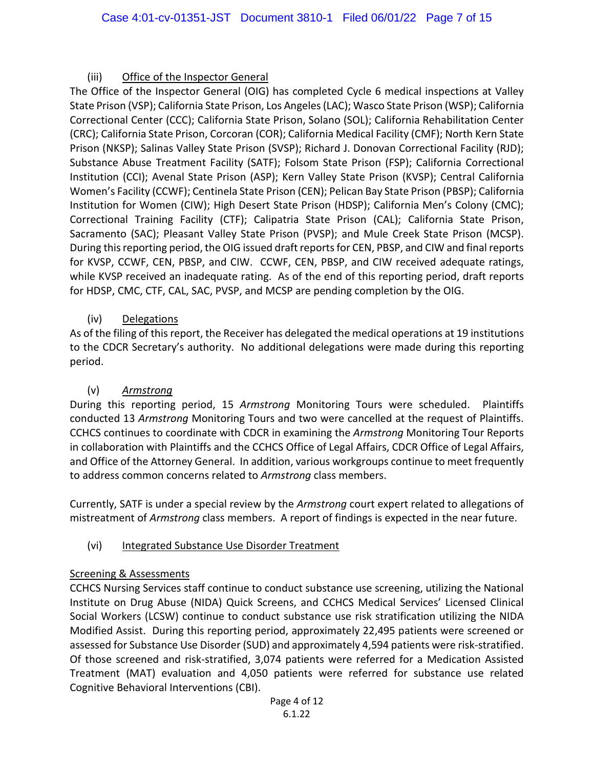### (iii) Office of the Inspector General

The Office of the Inspector General (OIG) has completed Cycle 6 medical inspections at Valley State Prison (VSP); California State Prison, Los Angeles (LAC); Wasco State Prison (WSP); California Correctional Center (CCC); California State Prison, Solano (SOL); California Rehabilitation Center (CRC); California State Prison, Corcoran (COR); California Medical Facility (CMF); North Kern State Prison (NKSP); Salinas Valley State Prison (SVSP); Richard J. Donovan Correctional Facility (RJD); Substance Abuse Treatment Facility (SATF); Folsom State Prison (FSP); California Correctional Institution (CCI); Avenal State Prison (ASP); Kern Valley State Prison (KVSP); Central California Women's Facility (CCWF); Centinela State Prison (CEN); Pelican Bay State Prison (PBSP); California Institution for Women (CIW); High Desert State Prison (HDSP); California Men's Colony (CMC); Correctional Training Facility (CTF); Calipatria State Prison (CAL); California State Prison, Sacramento (SAC); Pleasant Valley State Prison (PVSP); and Mule Creek State Prison (MCSP). During this reporting period, the OIG issued draft reports for CEN, PBSP, and CIW and final reports for KVSP, CCWF, CEN, PBSP, and CIW. CCWF, CEN, PBSP, and CIW received adequate ratings, while KVSP received an inadequate rating. As of the end of this reporting period, draft reports for HDSP, CMC, CTF, CAL, SAC, PVSP, and MCSP are pending completion by the OIG.

### (iv) Delegations

As of the filing of this report, the Receiver has delegated the medical operations at 19 institutions to the CDCR Secretary's authority. No additional delegations were made during this reporting period.

### (v) *Armstrong*

During this reporting period, 15 *Armstrong* Monitoring Tours were scheduled. Plaintiffs conducted 13 *Armstrong* Monitoring Tours and two were cancelled at the request of Plaintiffs. CCHCS continues to coordinate with CDCR in examining the *Armstrong* Monitoring Tour Reports in collaboration with Plaintiffs and the CCHCS Office of Legal Affairs, CDCR Office of Legal Affairs, and Office of the Attorney General. In addition, various workgroups continue to meet frequently to address common concerns related to *Armstrong* class members.

Currently, SATF is under a special review by the *Armstrong* court expert related to allegations of mistreatment of *Armstrong* class members. A report of findings is expected in the near future.

### (vi) Integrated Substance Use Disorder Treatment

#### Screening & Assessments

CCHCS Nursing Services staff continue to conduct substance use screening, utilizing the National Institute on Drug Abuse (NIDA) Quick Screens, and CCHCS Medical Services' Licensed Clinical Social Workers (LCSW) continue to conduct substance use risk stratification utilizing the NIDA Modified Assist. During this reporting period, approximately 22,495 patients were screened or assessed for Substance Use Disorder (SUD) and approximately 4,594 patients were risk-stratified. Of those screened and risk-stratified, 3,074 patients were referred for a Medication Assisted Treatment (MAT) evaluation and 4,050 patients were referred for substance use related Cognitive Behavioral Interventions (CBI).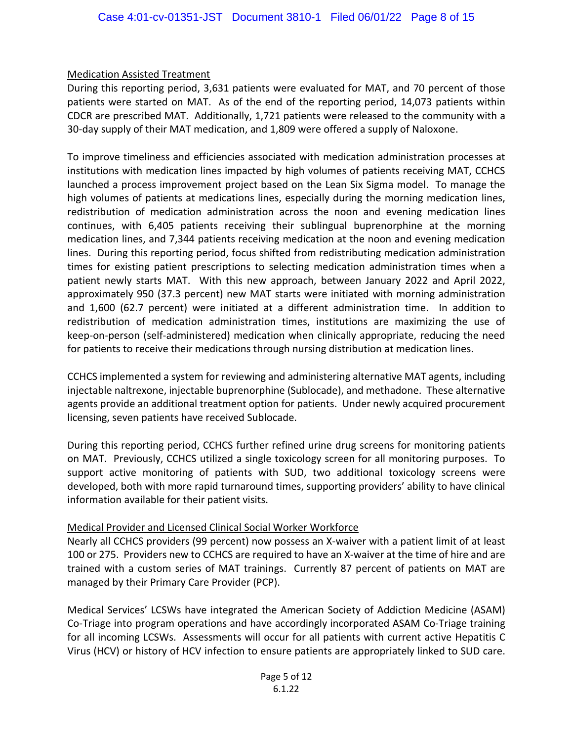## Medication Assisted Treatment

During this reporting period, 3,631 patients were evaluated for MAT, and 70 percent of those patients were started on MAT. As of the end of the reporting period, 14,073 patients within CDCR are prescribed MAT. Additionally, 1,721 patients were released to the community with a 30-day supply of their MAT medication, and 1,809 were offered a supply of Naloxone.

To improve timeliness and efficiencies associated with medication administration processes at institutions with medication lines impacted by high volumes of patients receiving MAT, CCHCS launched a process improvement project based on the Lean Six Sigma model. To manage the high volumes of patients at medications lines, especially during the morning medication lines, redistribution of medication administration across the noon and evening medication lines continues, with 6,405 patients receiving their sublingual buprenorphine at the morning medication lines, and 7,344 patients receiving medication at the noon and evening medication lines. During this reporting period, focus shifted from redistributing medication administration times for existing patient prescriptions to selecting medication administration times when a patient newly starts MAT. With this new approach, between January 2022 and April 2022, approximately 950 (37.3 percent) new MAT starts were initiated with morning administration and 1,600 (62.7 percent) were initiated at a different administration time. In addition to redistribution of medication administration times, institutions are maximizing the use of keep-on-person (self-administered) medication when clinically appropriate, reducing the need for patients to receive their medications through nursing distribution at medication lines.

CCHCS implemented a system for reviewing and administering alternative MAT agents, including injectable naltrexone, injectable buprenorphine (Sublocade), and methadone. These alternative agents provide an additional treatment option for patients. Under newly acquired procurement licensing, seven patients have received Sublocade.

During this reporting period, CCHCS further refined urine drug screens for monitoring patients on MAT. Previously, CCHCS utilized a single toxicology screen for all monitoring purposes. To support active monitoring of patients with SUD, two additional toxicology screens were developed, both with more rapid turnaround times, supporting providers' ability to have clinical information available for their patient visits.

## Medical Provider and Licensed Clinical Social Worker Workforce

Nearly all CCHCS providers (99 percent) now possess an X-waiver with a patient limit of at least 100 or 275. Providers new to CCHCS are required to have an X-waiver at the time of hire and are trained with a custom series of MAT trainings. Currently 87 percent of patients on MAT are managed by their Primary Care Provider (PCP).

Medical Services' LCSWs have integrated the American Society of Addiction Medicine (ASAM) Co-Triage into program operations and have accordingly incorporated ASAM Co-Triage training for all incoming LCSWs. Assessments will occur for all patients with current active Hepatitis C Virus (HCV) or history of HCV infection to ensure patients are appropriately linked to SUD care.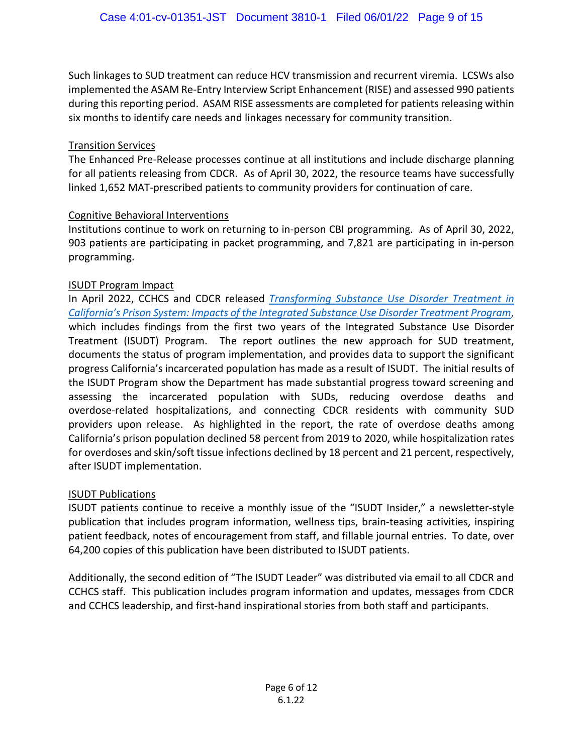Such linkages to SUD treatment can reduce HCV transmission and recurrent viremia. LCSWs also implemented the ASAM Re-Entry Interview Script Enhancement (RISE) and assessed 990 patients during this reporting period. ASAM RISE assessments are completed for patients releasing within six months to identify care needs and linkages necessary for community transition.

<u>Transition Services</u>

The Enhanced Pre-Release processes continue at all institutions and include discharge planning for all patients releasing from CDCR. As of April 30, 2022, the resource teams have successfully linked 1,652 MAT-prescribed patients to community providers for continuation of care.

<u>Cognitive Behavioral Interventions</u>

Institutions continue to work on returning to in-person CBI programming. As of April 30, 2022, 903 patients are participating in packet programming, and 7,821 are participating in in-person programming.

<u>ISUDT Program Impact</u>

In April 2022, CCHCS and CDCR released *Transforming Substance Use Disorder Treatment in California's Prison System: Impacts of the Integrated Substance Use Disorder Treatment Program*, which includes findings from the first two years of the Integrated Substance Use Disorder Treatment (ISUDT) Program. The report outlines the new approach for SUD treatment, documents the status of program implementation, and provides data to support the significant progress California's incarcerated population has made as a result of ISUDT. The initial results of the ISUDT Program show the Department has made substantial progress toward screening and assessing the incarcerated population with SUDs, reducing overdose deaths and overdose-related hospitalizations, and connecting CDCR residents with community SUD providers upon release. As highlighted in the report, the rate of overdose deaths among California's prison population declined 58 percent from 2019 to 2020, while hospitalization rates for overdoses and skin/soft tissue infections declined by 18 percent and 21 percent, respectively, after ISUDT implementation.

<u>ISUDT Publications</u>

ISUDT patients continue to receive a monthly issue of the "ISUDT Insider," a newsletter-style publication that includes program information, wellness tips, brain-teasing activities, inspiring patient feedback, notes of encouragement from staff, and fillable journal entries. To date, over 64,200 copies of this publication have been distributed to ISUDT patients.

Additionally, the second edition of "The ISUDT Leader" was distributed via email to all CDCR and CCHCS staff. This publication includes program information and updates, messages from CDCR and CCHCS leadership, and first-hand inspirational stories from both staff and participants.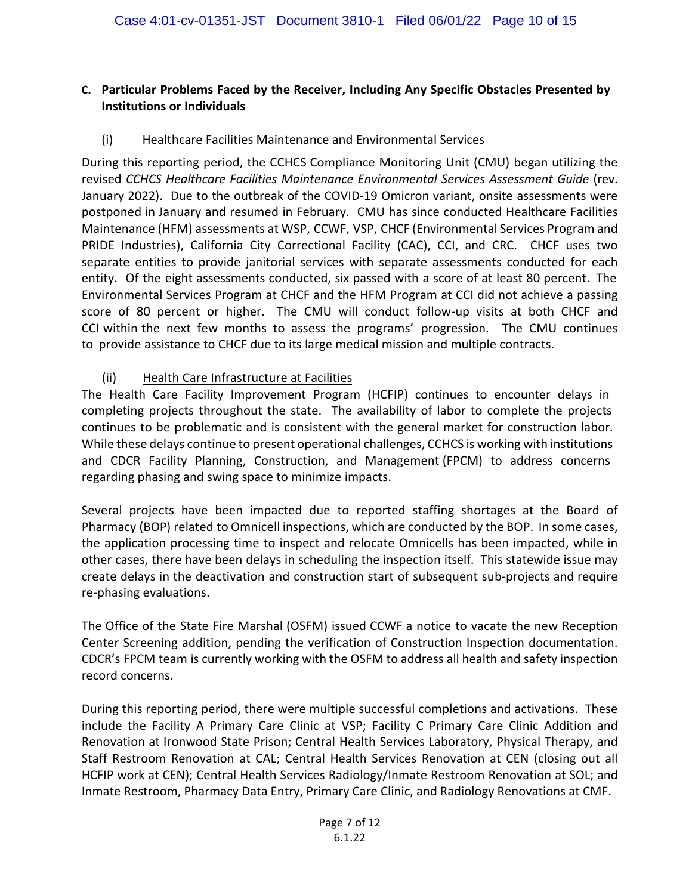### C. Particular Problems Faced by the Receiver, Including Any Specific Obstacles Presented by Institutions or Individuals

#### (i) Healthcare Facilities Maintenance and Environmental Services

During this reporting period, the CCHCS Compliance Monitoring Unit (CMU) began utilizing the revised *CCHCS Healthcare Facilities Maintenance Environmental Services Assessment Guide* (rev. January 2022). Due to the outbreak of the COVID-19 Omicron variant, onsite assessments were postponed in January and resumed in February. CMU has since conducted Healthcare Facilities Maintenance (HFM) assessments at WSP, CCWF, VSP, CHCF (Environmental Services Program and PRIDE Industries), California City Correctional Facility (CAC), CCI, and CRC. CHCF uses two separate entities to provide janitorial services with separate assessments conducted for each entity. Of the eight assessments conducted, six passed with a score of at least 80 percent. The Environmental Services Program at CHCF and the HFM Program at CCI did not achieve a passing score of 80 percent or higher. The CMU will conduct follow-up visits at both CHCF and CCI within the next few months to assess the programs' progression. The CMU continues to provide assistance to CHCF due to its large medical mission and multiple contracts.

#### (ii) Health Care Infrastructure at Facilities

The Health Care Facility Improvement Program (HCFIP) continues to encounter delays in completing projects throughout the state. The availability of labor to complete the projects continues to be problematic and is consistent with the general market for construction labor. While these delays continue to present operational challenges, CCHCS is working with institutions and CDCR Facility Planning, Construction, and Management (FPCM) to address concerns regarding phasing and swing space to minimize impacts.

Several projects have been impacted due to reported staffing shortages at the Board of Pharmacy (BOP) related to Omnicell inspections, which are conducted by the BOP. In some cases, the application processing time to inspect and relocate Omnicells has been impacted, while in other cases, there have been delays in scheduling the inspection itself. This statewide issue may create delays in the deactivation and construction start of subsequent sub-projects and require re-phasing evaluations.

The Office of the State Fire Marshal (OSFM) issued CCWF a notice to vacate the new Reception Center Screening addition, pending the verification of Construction Inspection documentation. CDCR's FPCM team is currently working with the OSFM to address all health and safety inspection record concerns.

During this reporting period, there were multiple successful completions and activations. These include the Facility A Primary Care Clinic at VSP; Facility C Primary Care Clinic Addition and Renovation at Ironwood State Prison; Central Health Services Laboratory, Physical Therapy, and Staff Restroom Renovation at CAL; Central Health Services Renovation at CEN (closing out all HCFIP work at CEN); Central Health Services Radiology/Inmate Restroom Renovation at SOL; and Inmate Restroom, Pharmacy Data Entry, Primary Care Clinic, and Radiology Renovations at CMF.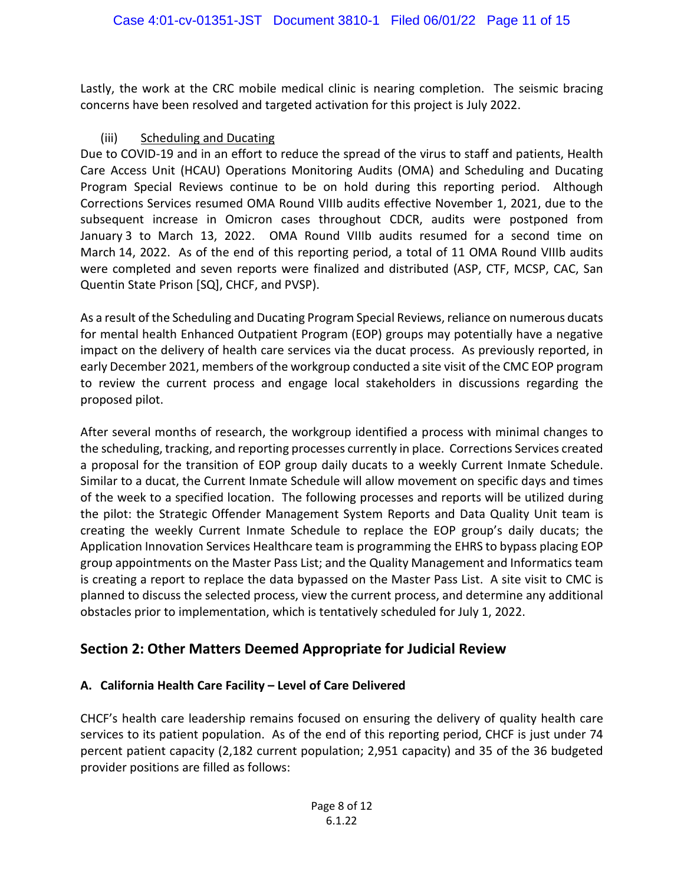Lastly, the work at the CRC mobile medical clinic is nearing completion. The seismic bracing concerns have been resolved and targeted activation for this project is July 2022.

(iii) Scheduling and Ducating

Due to COVID-19 and in an effort to reduce the spread of the virus to staff and patients, Health Care Access Unit (HCAU) Operations Monitoring Audits (OMA) and Scheduling and Ducating Program Special Reviews continue to be on hold during this reporting period. Although Corrections Services resumed OMA Round VIIIb audits effective November 1, 2021, due to the subsequent increase in Omicron cases throughout CDCR, audits were postponed from January 3 to March 13, 2022. OMA Round VIIIb audits resumed for a second time on March 14, 2022. As of the end of this reporting period, a total of 11 OMA Round VIIIb audits were completed and seven reports were finalized and distributed (ASP, CTF, MCSP, CAC, San Quentin State Prison [SQ], CHCF, and PVSP).

As a result of the Scheduling and Ducating Program Special Reviews, reliance on numerous ducats for mental health Enhanced Outpatient Program (EOP) groups may potentially have a negative impact on the delivery of health care services via the ducat process. As previously reported, in early December 2021, members of the workgroup conducted a site visit of the CMC EOP program to review the current process and engage local stakeholders in discussions regarding the proposed pilot.

After several months of research, the workgroup identified a process with minimal changes to the scheduling, tracking, and reporting processes currently in place. Corrections Services created a proposal for the transition of EOP group daily ducats to a weekly Current Inmate Schedule. Similar to a ducat, the Current Inmate Schedule will allow movement on specific days and times of the week to a specified location. The following processes and reports will be utilized during the pilot: the Strategic Offender Management System Reports and Data Quality Unit team is creating the weekly Current Inmate Schedule to replace the EOP group's daily ducats; the Application Innovation Services Healthcare team is programming the EHRS to bypass placing EOP group appointments on the Master Pass List; and the Quality Management and Informatics team is creating a report to replace the data bypassed on the Master Pass List. A site visit to CMC is planned to discuss the selected process, view the current process, and determine any additional obstacles prior to implementation, which is tentatively scheduled for July 1, 2022.

## Section 2: Other Matters Deemed Appropriate for Judicial Review

### A. California Health Care Facility – Level of Care Delivered

CHCF's health care leadership remains focused on ensuring the delivery of quality health care services to its patient population. As of the end of this reporting period, CHCF is just under 74 percent patient capacity (2,182 current population; 2,951 capacity) and 35 of the 36 budgeted provider positions are filled as follows: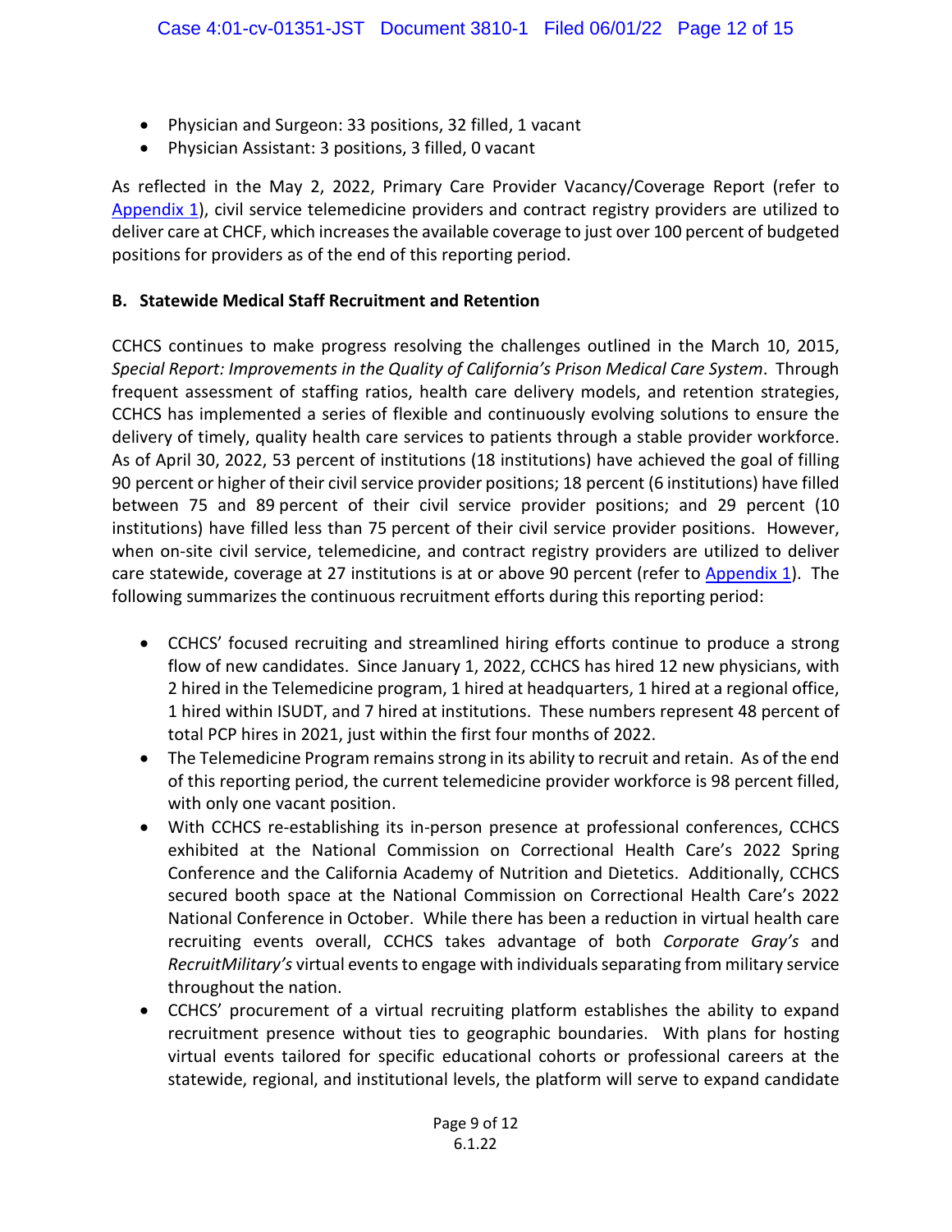- Physician and Surgeon: 33 positions, 32 filled, 1 vacant
- Physician Assistant: 3 positions, 3 filled, 0 vacant

As reflected in the May 2, 2022, Primary Care Provider Vacancy/Coverage Report (refer to Appendix 1), civil service telemedicine providers and contract registry providers are utilized to deliver care at CHCF, which increases the available coverage to just over 100 percent of budgeted positions for providers as of the end of this reporting period.

**B. Statewide Medical Staff Recruitment and Retention**

CCHCS continues to make progress resolving the challenges outlined in the March 10, 2015, *Special Report: Improvements in the Quality of California's Prison Medical Care System*. Through frequent assessment of staffing ratios, health care delivery models, and retention strategies, CCHCS has implemented a series of flexible and continuously evolving solutions to ensure the delivery of timely, quality health care services to patients through a stable provider workforce. As of April 30, 2022, 53 percent of institutions (18 institutions) have achieved the goal of filling 90 percent or higher of their civil service provider positions; 18 percent (6 institutions) have filled between 75 and 89 percent of their civil service provider positions; and 29 percent (10 institutions) have filled less than 75 percent of their civil service provider positions. However, when on-site civil service, telemedicine, and contract registry providers are utilized to deliver care statewide, coverage at 27 institutions is at or above 90 percent (refer to Appendix 1). The following summarizes the continuous recruitment efforts during this reporting period:

- CCHCS' focused recruiting and streamlined hiring efforts continue to produce a strong flow of new candidates. Since January 1, 2022, CCHCS has hired 12 new physicians, with 2 hired in the Telemedicine program, 1 hired at headquarters, 1 hired at a regional office, 1 hired within ISUDT, and 7 hired at institutions. These numbers represent 48 percent of total PCP hires in 2021, just within the first four months of 2022.
- The Telemedicine Program remains strong in its ability to recruit and retain. As of the end of this reporting period, the current telemedicine provider workforce is 98 percent filled, with only one vacant position.
- With CCHCS re-establishing its in-person presence at professional conferences, CCHCS exhibited at the National Commission on Correctional Health Care's 2022 Spring Conference and the California Academy of Nutrition and Dietetics. Additionally, CCHCS secured booth space at the National Commission on Correctional Health Care's 2022 National Conference in October. While there has been a reduction in virtual health care recruiting events overall, CCHCS takes advantage of both *Corporate Gray's* and *RecruitMilitary's* virtual events to engage with individuals separating from military service throughout the nation.
- CCHCS' procurement of a virtual recruiting platform establishes the ability to expand recruitment presence without ties to geographic boundaries. With plans for hosting virtual events tailored for specific educational cohorts or professional careers at the statewide, regional, and institutional levels, the platform will serve to expand candidate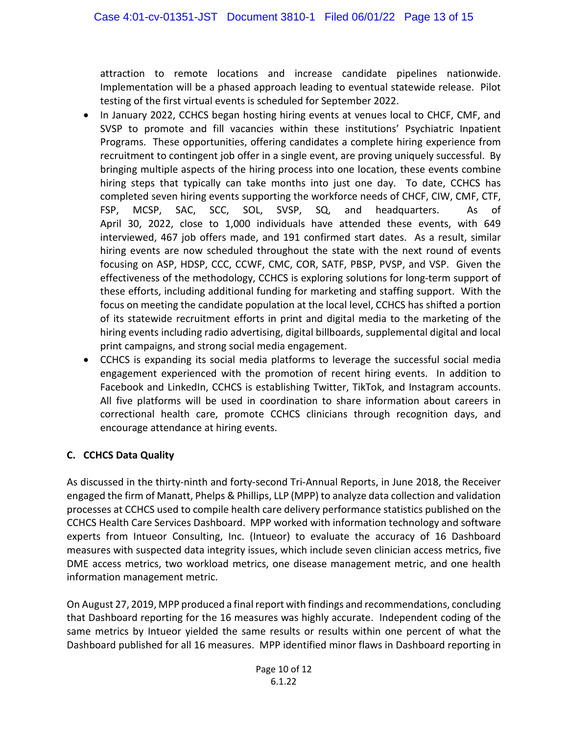attraction to remote locations and increase candidate pipelines nationwide. Implementation will be a phased approach leading to eventual statewide release. Pilot testing of the first virtual events is scheduled for September 2022.

- In January 2022, CCHCS began hosting hiring events at venues local to CHCF, CMF, and SVSP to promote and fill vacancies within these institutions' Psychiatric Inpatient Programs. These opportunities, offering candidates a complete hiring experience from recruitment to contingent job offer in a single event, are proving uniquely successful. By bringing multiple aspects of the hiring process into one location, these events combine hiring steps that typically can take months into just one day. To date, CCHCS has completed seven hiring events supporting the workforce needs of CHCF, CIW, CMF, CTF, FSP, MCSP, SAC, SCC, SOL, SVSP, SQ, and headquarters. As of April 30, 2022, close to 1,000 individuals have attended these events, with 649 interviewed, 467 job offers made, and 191 confirmed start dates. As a result, similar hiring events are now scheduled throughout the state with the next round of events focusing on ASP, HDSP, CCC, CCWF, CMC, COR, SATF, PBSP, PVSP, and VSP. Given the effectiveness of the methodology, CCHCS is exploring solutions for long-term support of these efforts, including additional funding for marketing and staffing support. With the focus on meeting the candidate population at the local level, CCHCS has shifted a portion of its statewide recruitment efforts in print and digital media to the marketing of the hiring events including radio advertising, digital billboards, supplemental digital and local print campaigns, and strong social media engagement.
- CCHCS is expanding its social media platforms to leverage the successful social media engagement experienced with the promotion of recent hiring events. In addition to Facebook and LinkedIn, CCHCS is establishing Twitter, TikTok, and Instagram accounts. All five platforms will be used in coordination to share information about careers in correctional health care, promote CCHCS clinicians through recognition days, and encourage attendance at hiring events.

**C. CCHCS Data Quality**

As discussed in the thirty-ninth and forty-second Tri-Annual Reports, in June 2018, the Receiver engaged the firm of Manatt, Phelps & Phillips, LLP (MPP) to analyze data collection and validation processes at CCHCS used to compile health care delivery performance statistics published on the CCHCS Health Care Services Dashboard. MPP worked with information technology and software experts from Intueor Consulting, Inc. (Intueor) to evaluate the accuracy of 16 Dashboard measures with suspected data integrity issues, which include seven clinician access metrics, five DME access metrics, two workload metrics, one disease management metric, and one health information management metric.

On August 27, 2019, MPP produced a final report with findings and recommendations, concluding that Dashboard reporting for the 16 measures was highly accurate. Independent coding of the same metrics by Intueor yielded the same results or results within one percent of what the Dashboard published for all 16 measures. MPP identified minor flaws in Dashboard reporting in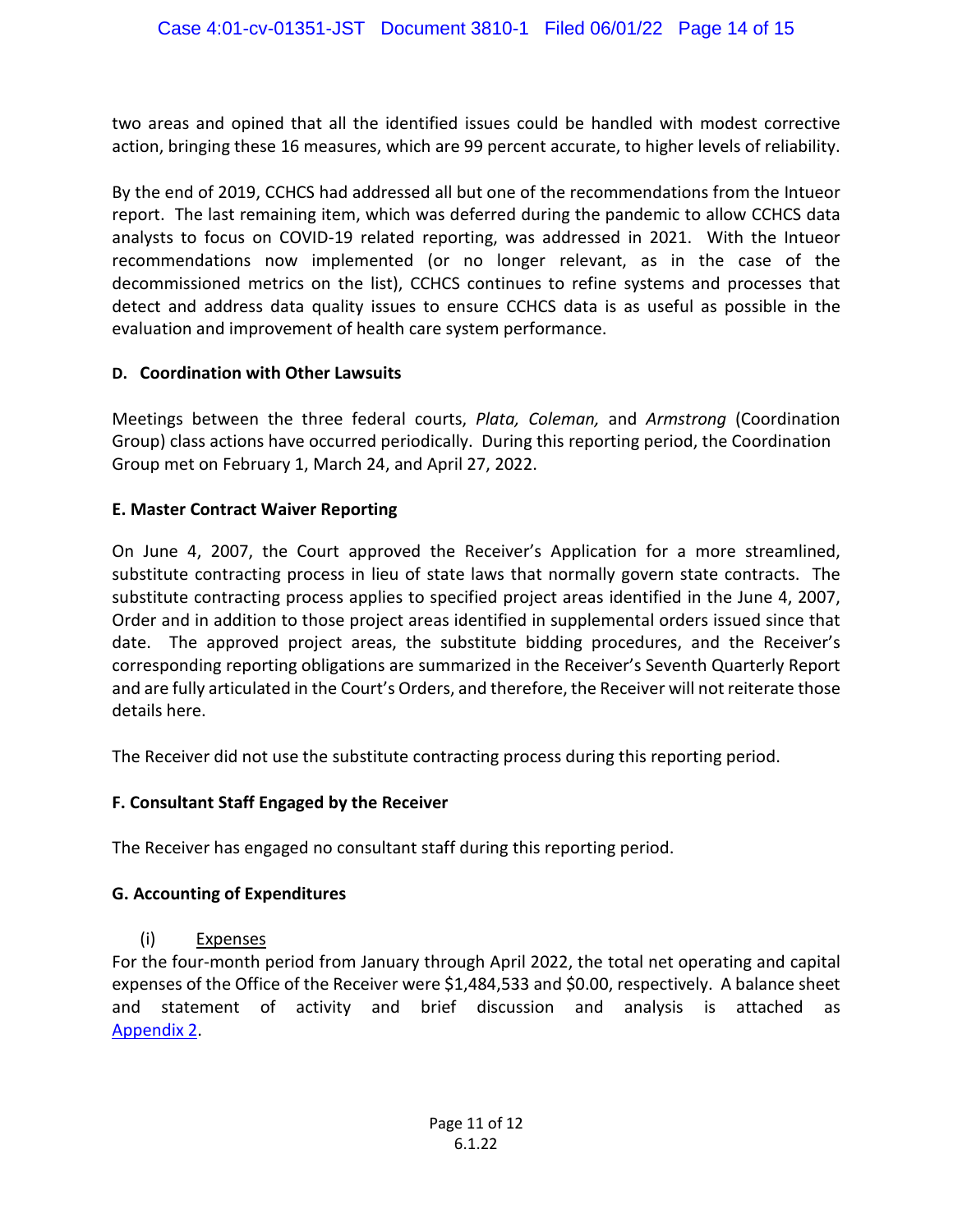two areas and opined that all the identified issues could be handled with modest corrective action, bringing these 16 measures, which are 99 percent accurate, to higher levels of reliability.

By the end of 2019, CCHCS had addressed all but one of the recommendations from the Intueor report. The last remaining item, which was deferred during the pandemic to allow CCHCS data analysts to focus on COVID-19 related reporting, was addressed in 2021. With the Intueor recommendations now implemented (or no longer relevant, as in the case of the decommissioned metrics on the list), CCHCS continues to refine systems and processes that detect and address data quality issues to ensure CCHCS data is as useful as possible in the evaluation and improvement of health care system performance.

### D. Coordination with Other Lawsuits

Meetings between the three federal courts, *Plata, Coleman,* and *Armstrong* (Coordination Group) class actions have occurred periodically. During this reporting period, the Coordination Group met on February 1, March 24, and April 27, 2022.

### E. Master Contract Waiver Reporting

On June 4, 2007, the Court approved the Receiver's Application for a more streamlined, substitute contracting process in lieu of state laws that normally govern state contracts. The substitute contracting process applies to specified project areas identified in the June 4, 2007, Order and in addition to those project areas identified in supplemental orders issued since that date. The approved project areas, the substitute bidding procedures, and the Receiver's corresponding reporting obligations are summarized in the Receiver's Seventh Quarterly Report and are fully articulated in the Court's Orders, and therefore, the Receiver will not reiterate those details here.

The Receiver did not use the substitute contracting process during this reporting period.

### F. Consultant Staff Engaged by the Receiver

The Receiver has engaged no consultant staff during this reporting period.

### G. Accounting of Expenditures

(i) Expenses

For the four-month period from January through April 2022, the total net operating and capital expenses of the Office of the Receiver were $1,484,533 and $0.00, respectively. A balance sheet and statement of activity and brief discussion and analysis is attached as Appendix 2.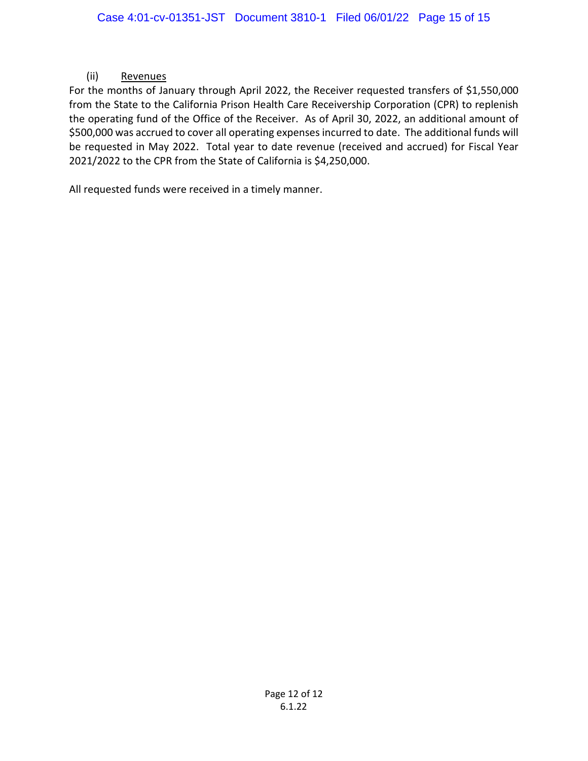(ii) Revenues

For the months of January through April 2022, the Receiver requested transfers of $1,550,000 from the State to the California Prison Health Care Receivership Corporation (CPR) to replenish the operating fund of the Office of the Receiver. As of April 30, 2022, an additional amount of $500,000 was accrued to cover all operating expenses incurred to date. The additional funds will be requested in May 2022. Total year to date revenue (received and accrued) for Fiscal Year 2021/2022 to the CPR from the State of California is $4,250,000.

All requested funds were received in a timely manner.